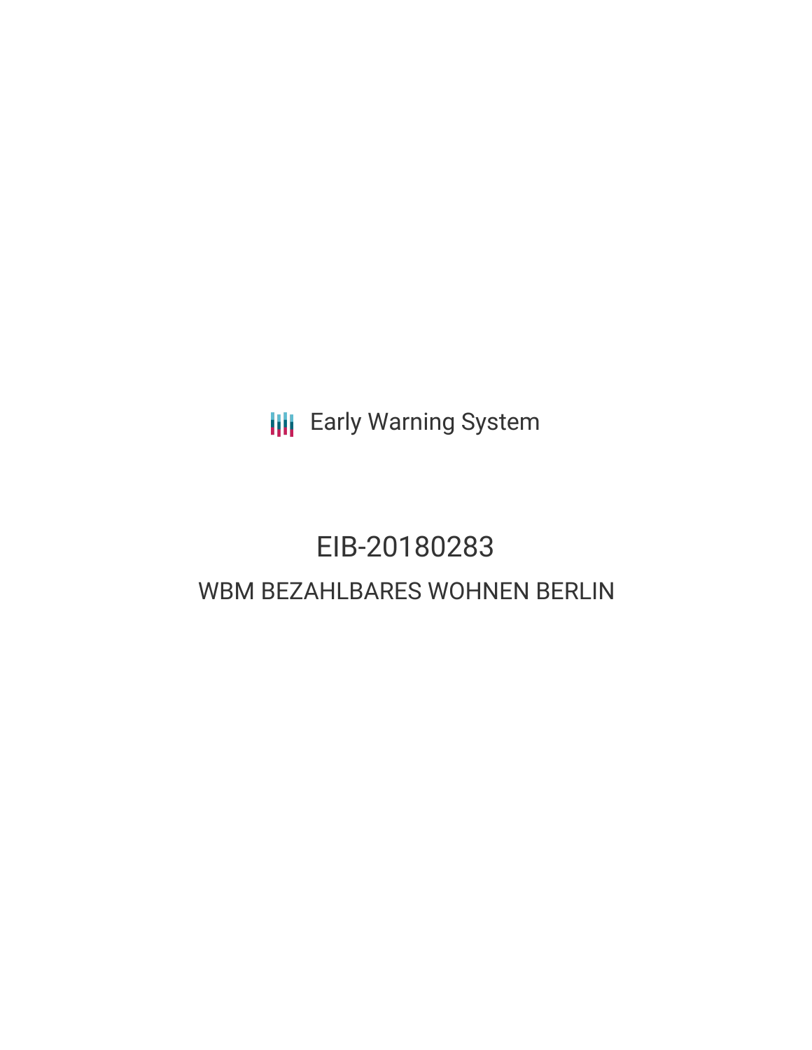Early Warning System

# EIB-20180283

## WBM BEZAHLBARES WOHNEN BERLIN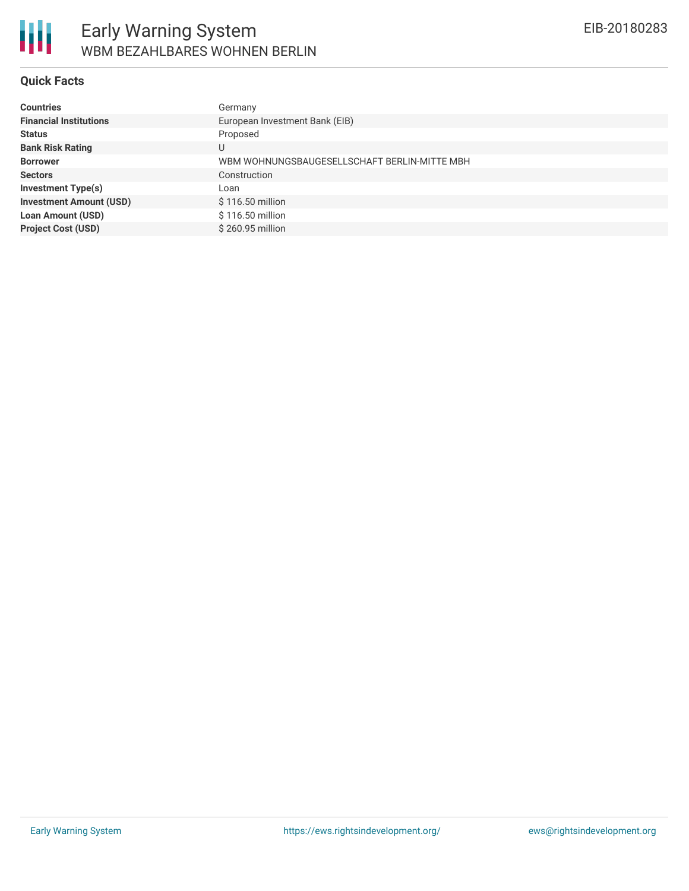# Early Warning System

## WBM BEZAHLBARES WOHNEN BERLIN

EIB-20180283

### Quick Facts

| | |
|---|---|
| **Countries** | Germany |
| **Financial Institutions** | European Investment Bank (EIB) |
| **Status** | Proposed |
| **Bank Risk Rating** | U |
| **Borrower** | WBM WOHNUNGSBAUGESELLSCHAFT BERLIN-MITTE MBH |
| **Sectors** | Construction |
| **Investment Type(s)** | Loan |
| **Investment Amount (USD)** | $ 116.50 million |
| **Loan Amount (USD)** | $ 116.50 million |
| **Project Cost (USD)** | $ 260.95 million |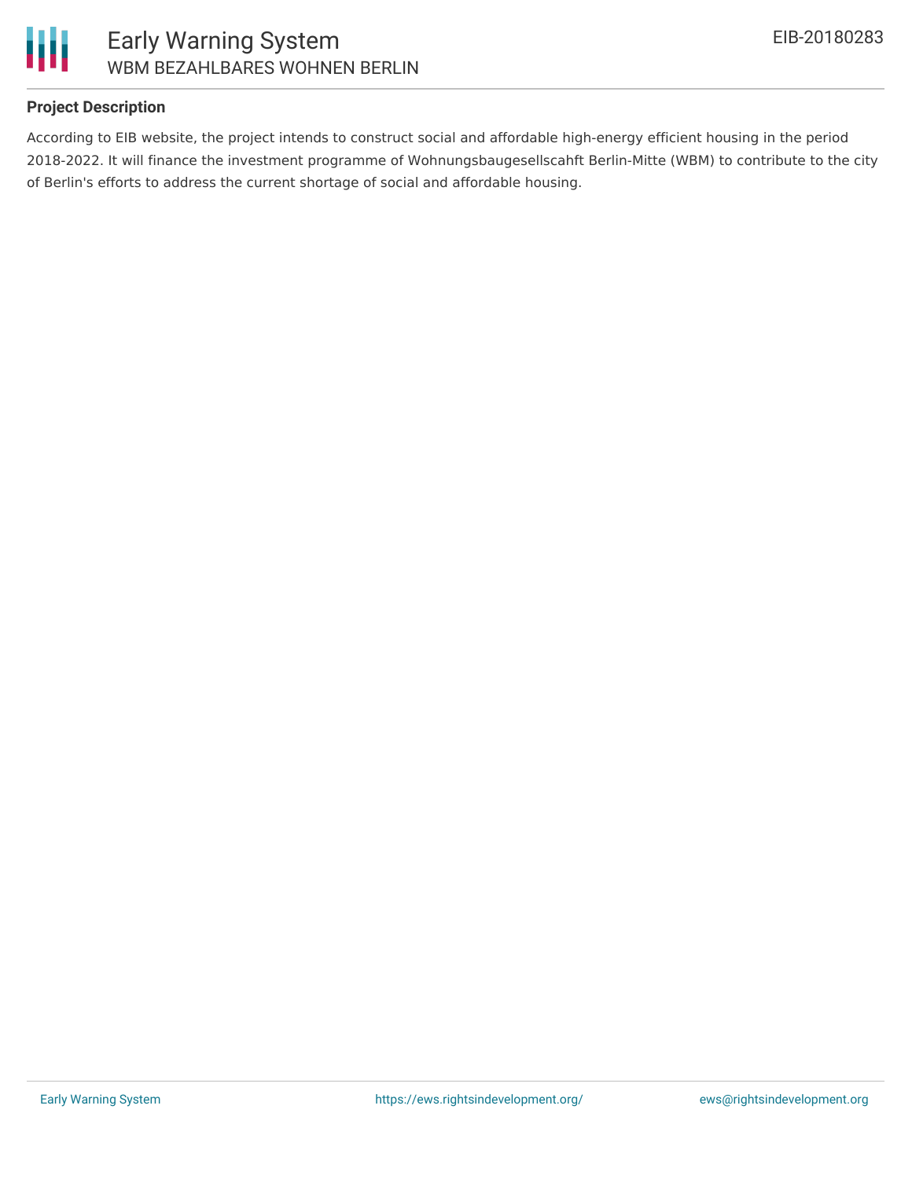## Project Description

According to EIB website, the project intends to construct social and affordable high-energy efficient housing in the period 2018-2022. It will finance the investment programme of Wohnungsbaugesellscahft Berlin-Mitte (WBM) to contribute to the city of Berlin's efforts to address the current shortage of social and affordable housing.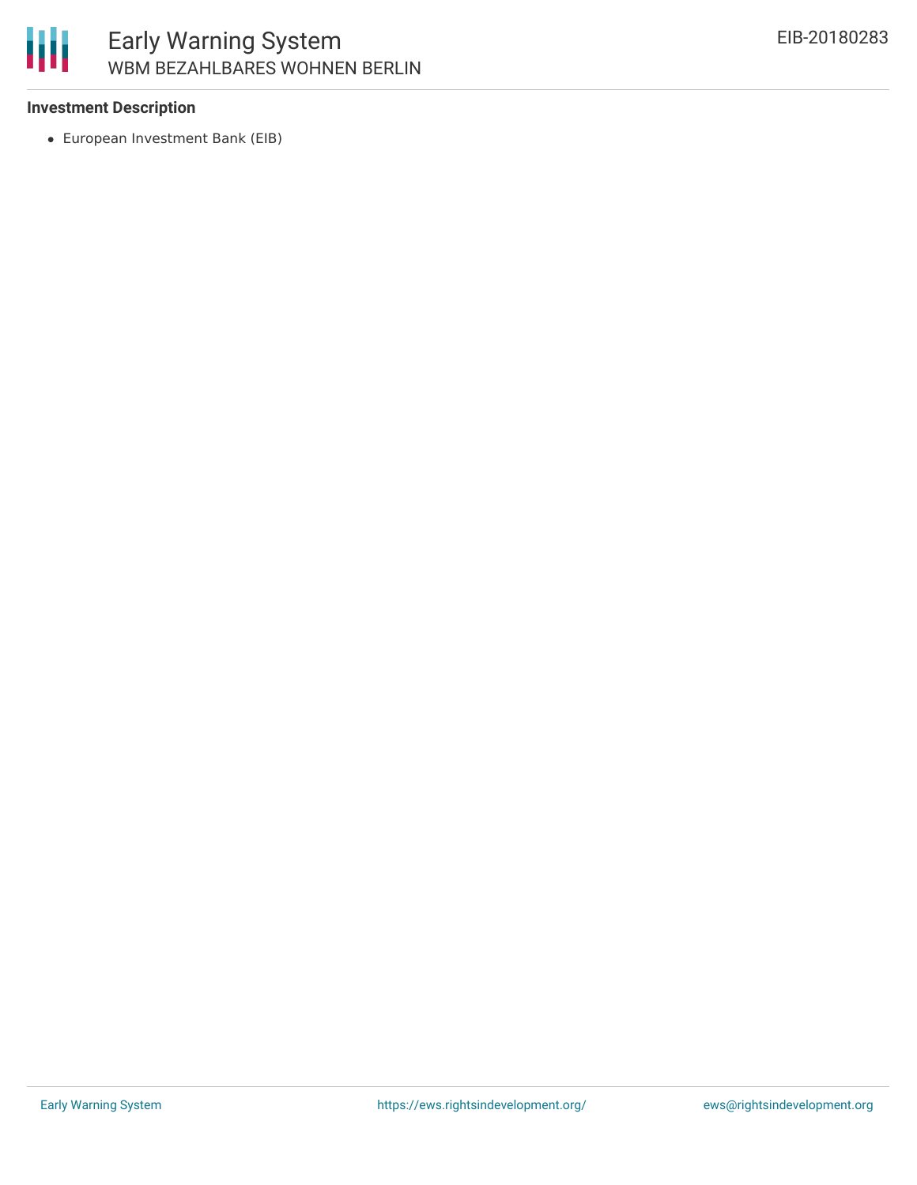### Investment Description

- European Investment Bank (EIB)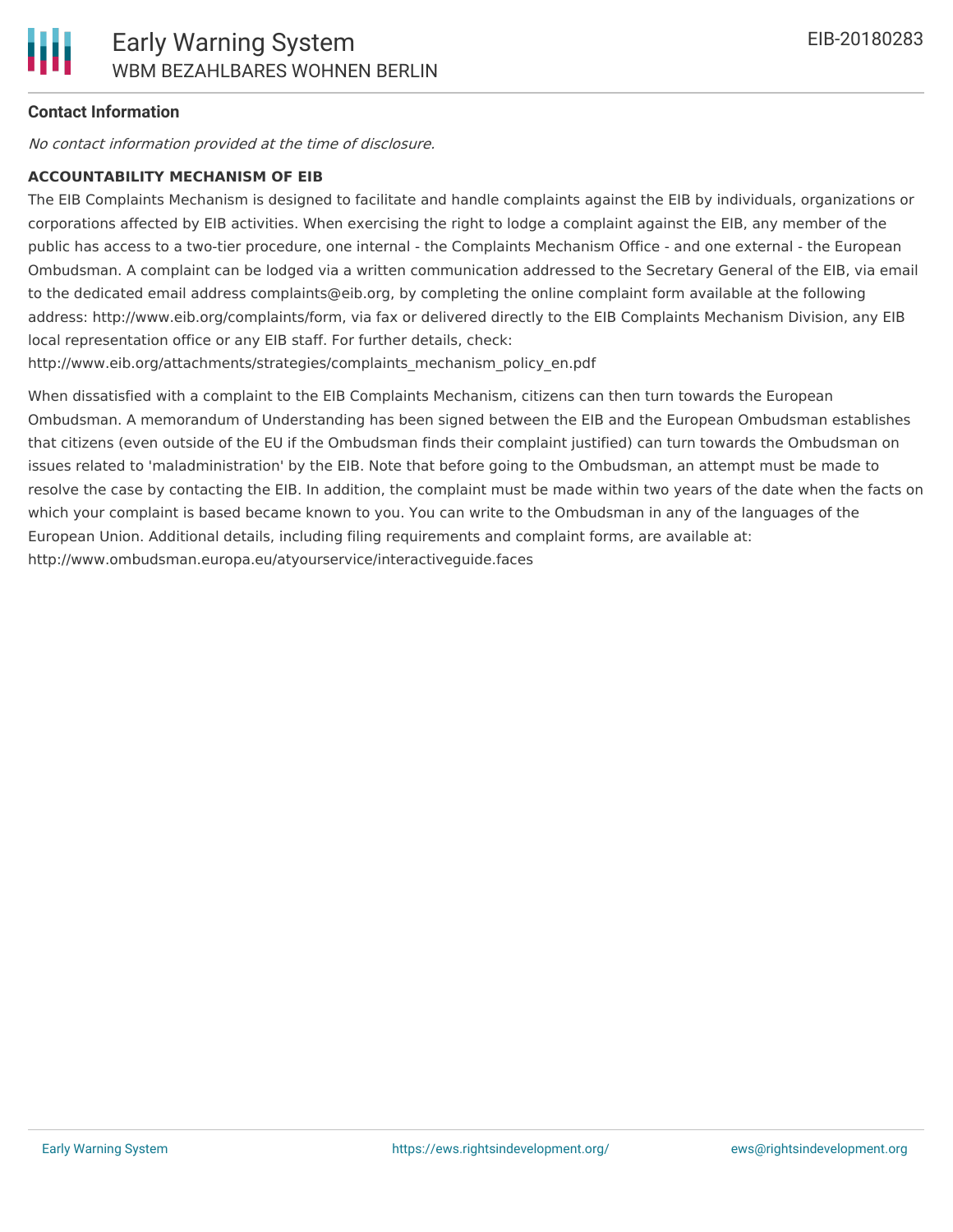#### Contact Information

*No contact information provided at the time of disclosure.*

**ACCOUNTABILITY MECHANISM OF EIB**

The EIB Complaints Mechanism is designed to facilitate and handle complaints against the EIB by individuals, organizations or corporations affected by EIB activities. When exercising the right to lodge a complaint against the EIB, any member of the public has access to a two-tier procedure, one internal - the Complaints Mechanism Office - and one external - the European Ombudsman. A complaint can be lodged via a written communication addressed to the Secretary General of the EIB, via email to the dedicated email address complaints@eib.org, by completing the online complaint form available at the following address: http://www.eib.org/complaints/form, via fax or delivered directly to the EIB Complaints Mechanism Division, any EIB local representation office or any EIB staff. For further details, check: http://www.eib.org/attachments/strategies/complaints_mechanism_policy_en.pdf

When dissatisfied with a complaint to the EIB Complaints Mechanism, citizens can then turn towards the European Ombudsman. A memorandum of Understanding has been signed between the EIB and the European Ombudsman establishes that citizens (even outside of the EU if the Ombudsman finds their complaint justified) can turn towards the Ombudsman on issues related to 'maladministration' by the EIB. Note that before going to the Ombudsman, an attempt must be made to resolve the case by contacting the EIB. In addition, the complaint must be made within two years of the date when the facts on which your complaint is based became known to you. You can write to the Ombudsman in any of the languages of the European Union. Additional details, including filing requirements and complaint forms, are available at: http://www.ombudsman.europa.eu/atyourservice/interactiveguide.faces